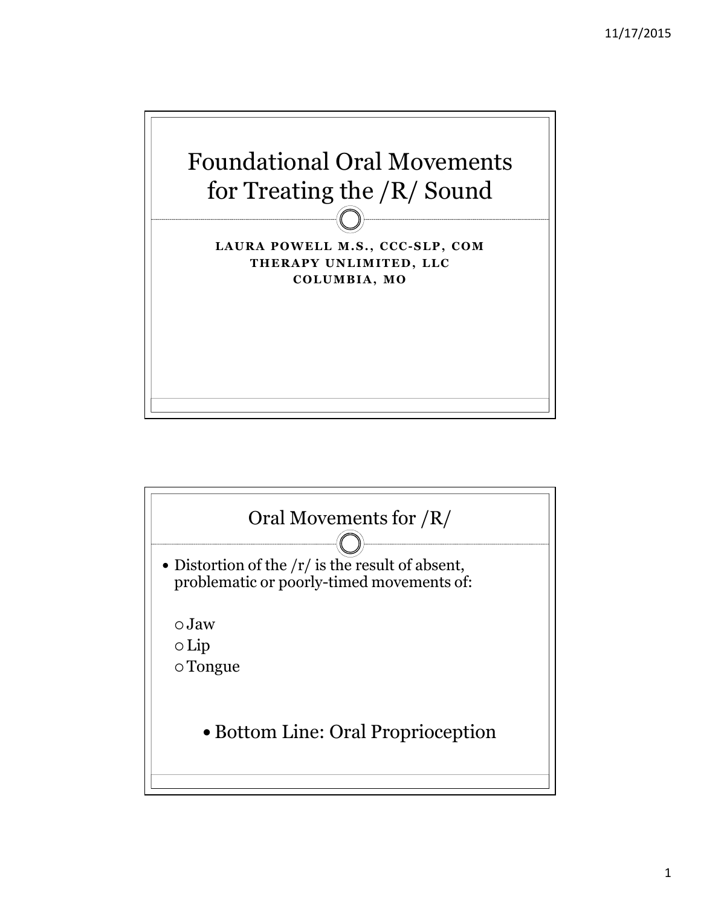# Foundational Oral Movements for Treating the /R/ Sound

**LAURA POWELL M.S., CCC-SLP, COM**
**THERAPY UNLIMITED, LLC**
**COLUMBIA, MO**

## Oral Movements for /R/

- Distortion of the /r/ is the result of absent, problematic or poorly-timed movements of:
  - Jaw
  - Lip
  - Tongue

- Bottom Line: Oral Proprioception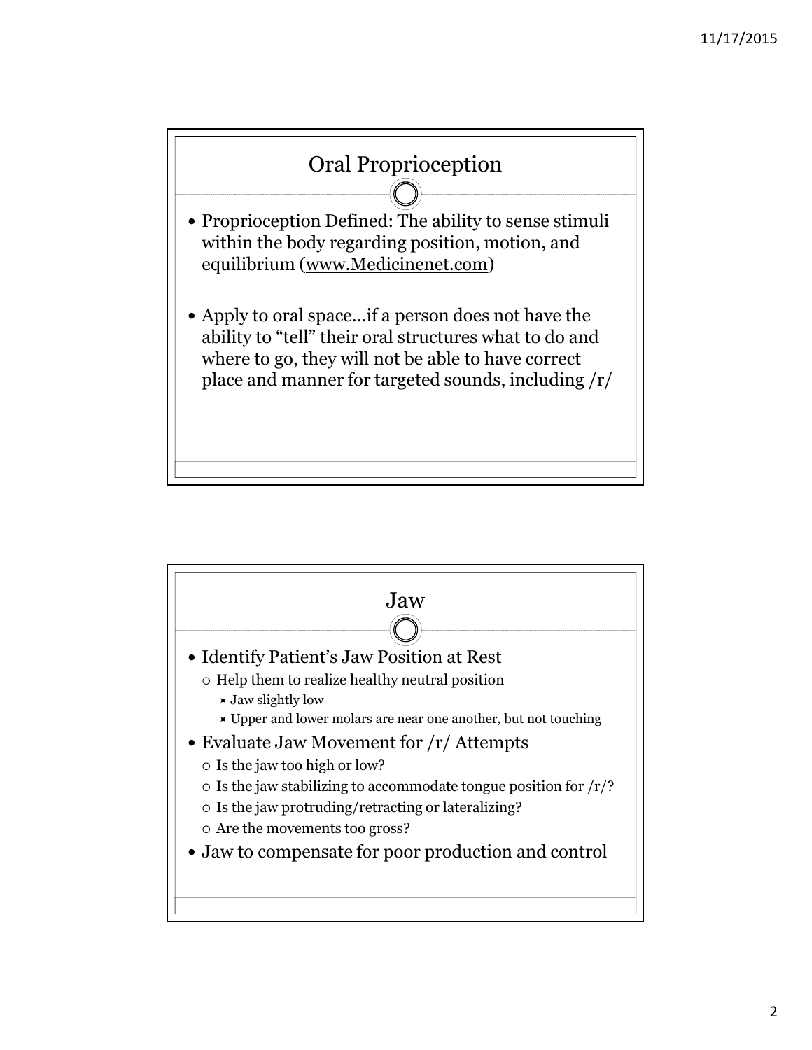## Oral Proprioception

- Proprioception Defined: The ability to sense stimuli within the body regarding position, motion, and equilibrium (www.Medicinenet.com)
- Apply to oral space…if a person does not have the ability to "tell" their oral structures what to do and where to go, they will not be able to have correct place and manner for targeted sounds, including /r/

## Jaw

- Identify Patient's Jaw Position at Rest
  - Help them to realize healthy neutral position
    - Jaw slightly low
    - Upper and lower molars are near one another, but not touching
- Evaluate Jaw Movement for /r/ Attempts
  - Is the jaw too high or low?
  - Is the jaw stabilizing to accommodate tongue position for /r/?
  - Is the jaw protruding/retracting or lateralizing?
  - Are the movements too gross?
- Jaw to compensate for poor production and control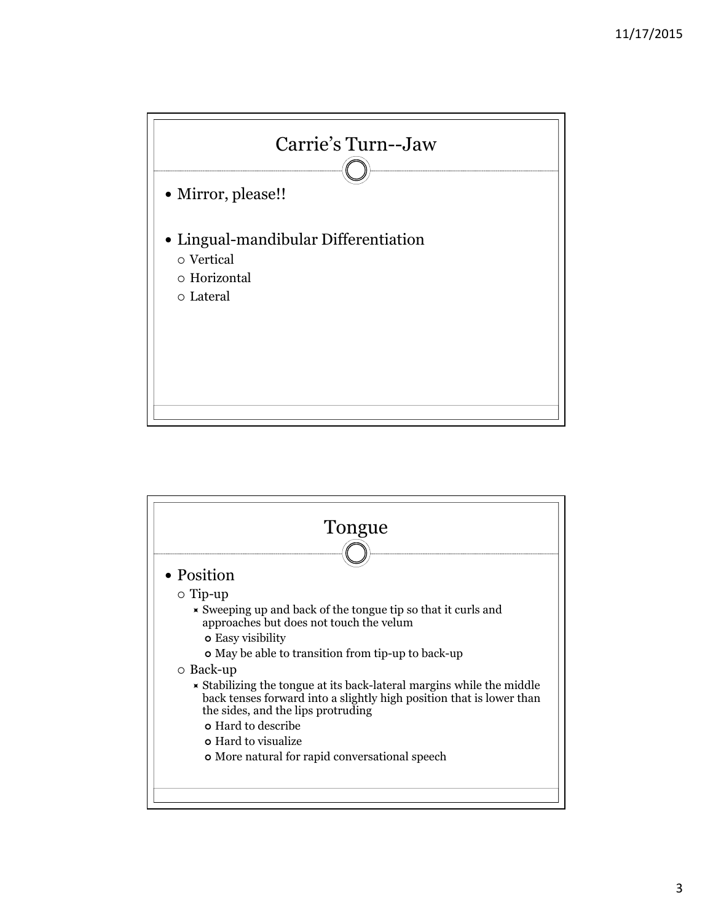## Carrie's Turn--Jaw

- Mirror, please!!
- Lingual-mandibular Differentiation
  - Vertical
  - Horizontal
  - Lateral

## Tongue

- Position
  - Tip-up
    - Sweeping up and back of the tongue tip so that it curls and approaches but does not touch the velum
      - Easy visibility
      - May be able to transition from tip-up to back-up
  - Back-up
    - Stabilizing the tongue at its back-lateral margins while the middle back tenses forward into a slightly high position that is lower than the sides, and the lips protruding
      - Hard to describe
      - Hard to visualize
      - More natural for rapid conversational speech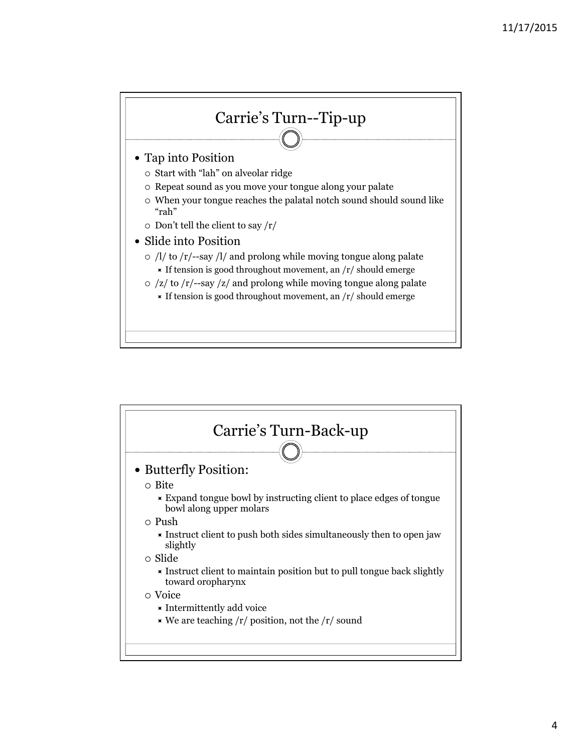## Carrie's Turn--Tip-up

- Tap into Position
  - Start with "lah" on alveolar ridge
  - Repeat sound as you move your tongue along your palate
  - When your tongue reaches the palatal notch sound should sound like "rah"
  - Don't tell the client to say /r/
- Slide into Position
  - /l/ to /r/--say /l/ and prolong while moving tongue along palate
    - If tension is good throughout movement, an /r/ should emerge
  - /z/ to /r/--say /z/ and prolong while moving tongue along palate
    - If tension is good throughout movement, an /r/ should emerge

## Carrie's Turn-Back-up

- Butterfly Position:
  - Bite
    - Expand tongue bowl by instructing client to place edges of tongue bowl along upper molars
  - Push
    - Instruct client to push both sides simultaneously then to open jaw slightly
  - Slide
    - Instruct client to maintain position but to pull tongue back slightly toward oropharynx
  - Voice
    - Intermittently add voice
    - We are teaching /r/ position, not the /r/ sound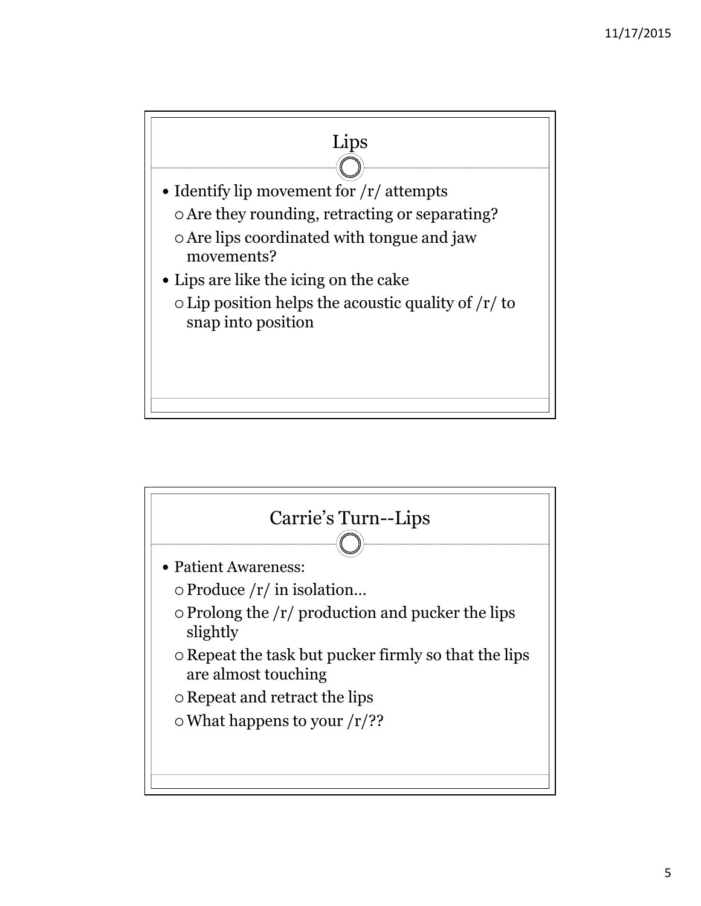## Lips

- Identify lip movement for /r/ attempts
  - Are they rounding, retracting or separating?
  - Are lips coordinated with tongue and jaw movements?
- Lips are like the icing on the cake
  - Lip position helps the acoustic quality of /r/ to snap into position

## Carrie's Turn--Lips

- Patient Awareness:
  - Produce /r/ in isolation…
  - Prolong the /r/ production and pucker the lips slightly
  - Repeat the task but pucker firmly so that the lips are almost touching
  - Repeat and retract the lips
  - What happens to your /r/??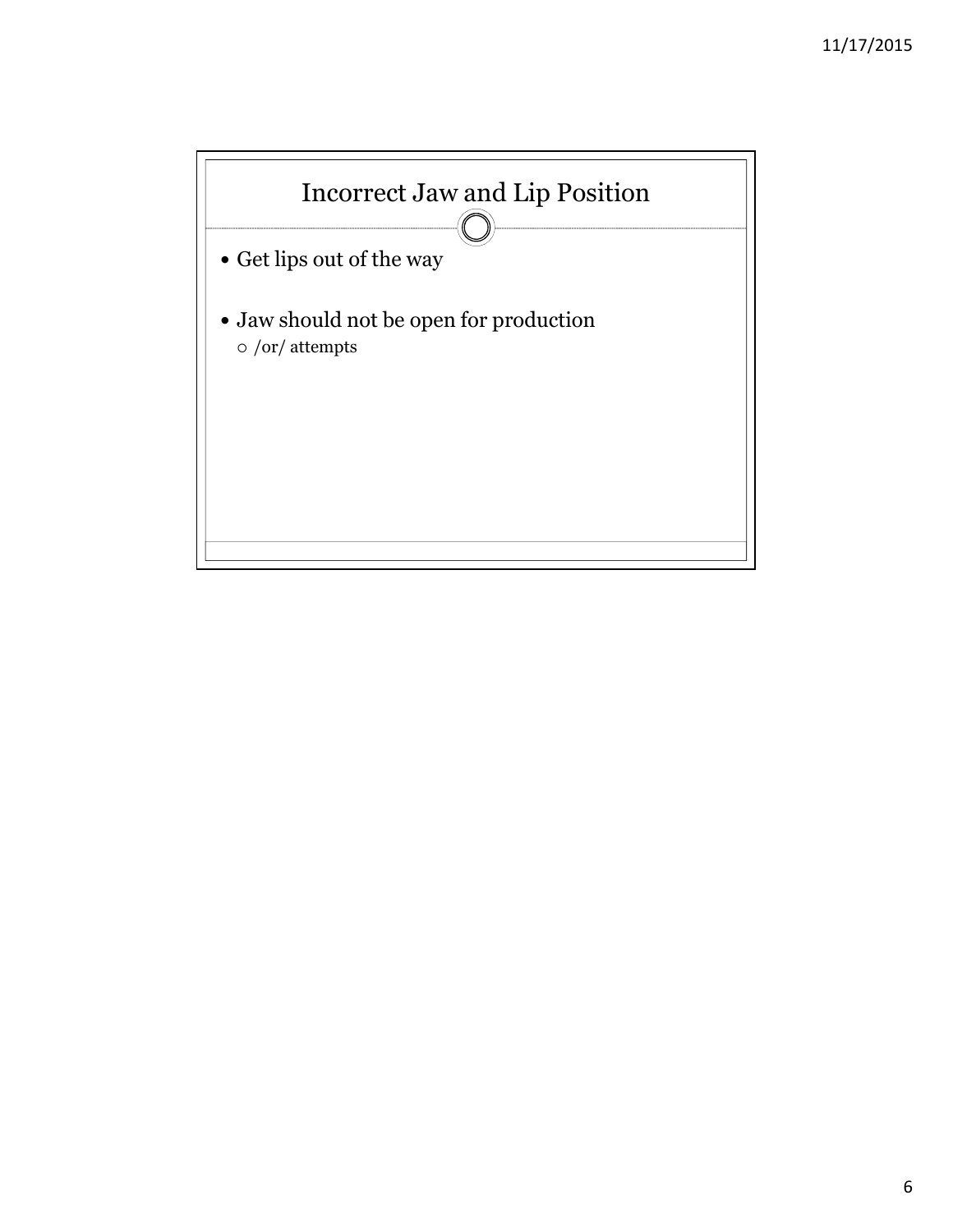## Incorrect Jaw and Lip Position

- Get lips out of the way
- Jaw should not be open for production
  - /or/ attempts